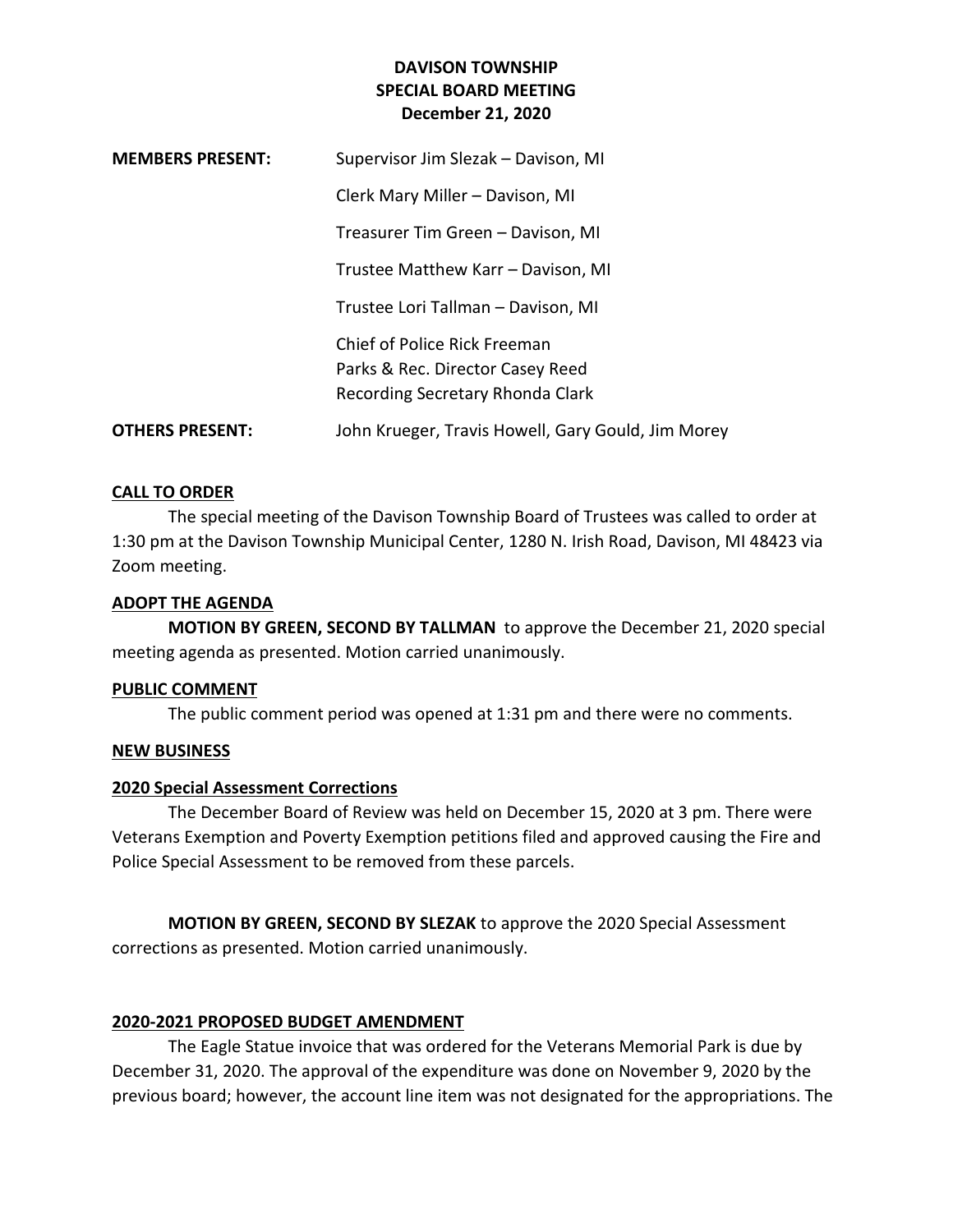# DAVISON TOWNSHIP
## SPECIAL BOARD MEETING
### December 21, 2020

**MEMBERS PRESENT:**

Supervisor Jim Slezak – Davison, MI

Clerk Mary Miller – Davison, MI

Treasurer Tim Green – Davison, MI

Trustee Matthew Karr – Davison, MI

Trustee Lori Tallman – Davison, MI

Chief of Police Rick Freeman
Parks & Rec. Director Casey Reed
Recording Secretary Rhonda Clark

**OTHERS PRESENT:** John Krueger, Travis Howell, Gary Gould, Jim Morey

**CALL TO ORDER**

The special meeting of the Davison Township Board of Trustees was called to order at 1:30 pm at the Davison Township Municipal Center, 1280 N. Irish Road, Davison, MI 48423 via Zoom meeting.

**ADOPT THE AGENDA**

**MOTION BY GREEN, SECOND BY TALLMAN** to approve the December 21, 2020 special meeting agenda as presented. Motion carried unanimously.

**PUBLIC COMMENT**

The public comment period was opened at 1:31 pm and there were no comments.

**NEW BUSINESS**

**2020 Special Assessment Corrections**

The December Board of Review was held on December 15, 2020 at 3 pm. There were Veterans Exemption and Poverty Exemption petitions filed and approved causing the Fire and Police Special Assessment to be removed from these parcels.

**MOTION BY GREEN, SECOND BY SLEZAK** to approve the 2020 Special Assessment corrections as presented. Motion carried unanimously.

**2020-2021 PROPOSED BUDGET AMENDMENT**

The Eagle Statue invoice that was ordered for the Veterans Memorial Park is due by December 31, 2020. The approval of the expenditure was done on November 9, 2020 by the previous board; however, the account line item was not designated for the appropriations. The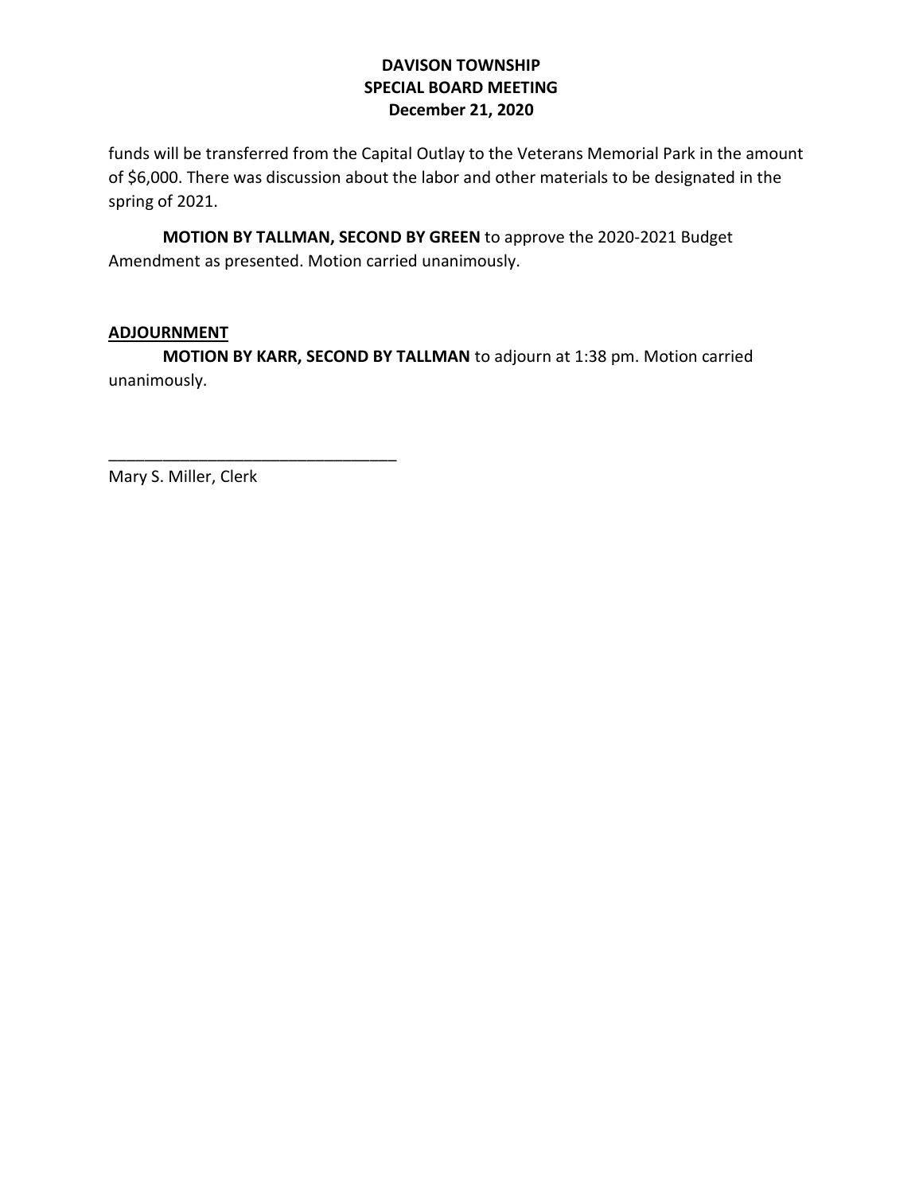funds will be transferred from the Capital Outlay to the Veterans Memorial Park in the amount of $6,000. There was discussion about the labor and other materials to be designated in the spring of 2021.

**MOTION BY TALLMAN, SECOND BY GREEN** to approve the 2020-2021 Budget Amendment as presented. Motion carried unanimously.

**ADJOURNMENT**

**MOTION BY KARR, SECOND BY TALLMAN** to adjourn at 1:38 pm. Motion carried unanimously.

________________________________

Mary S. Miller, Clerk